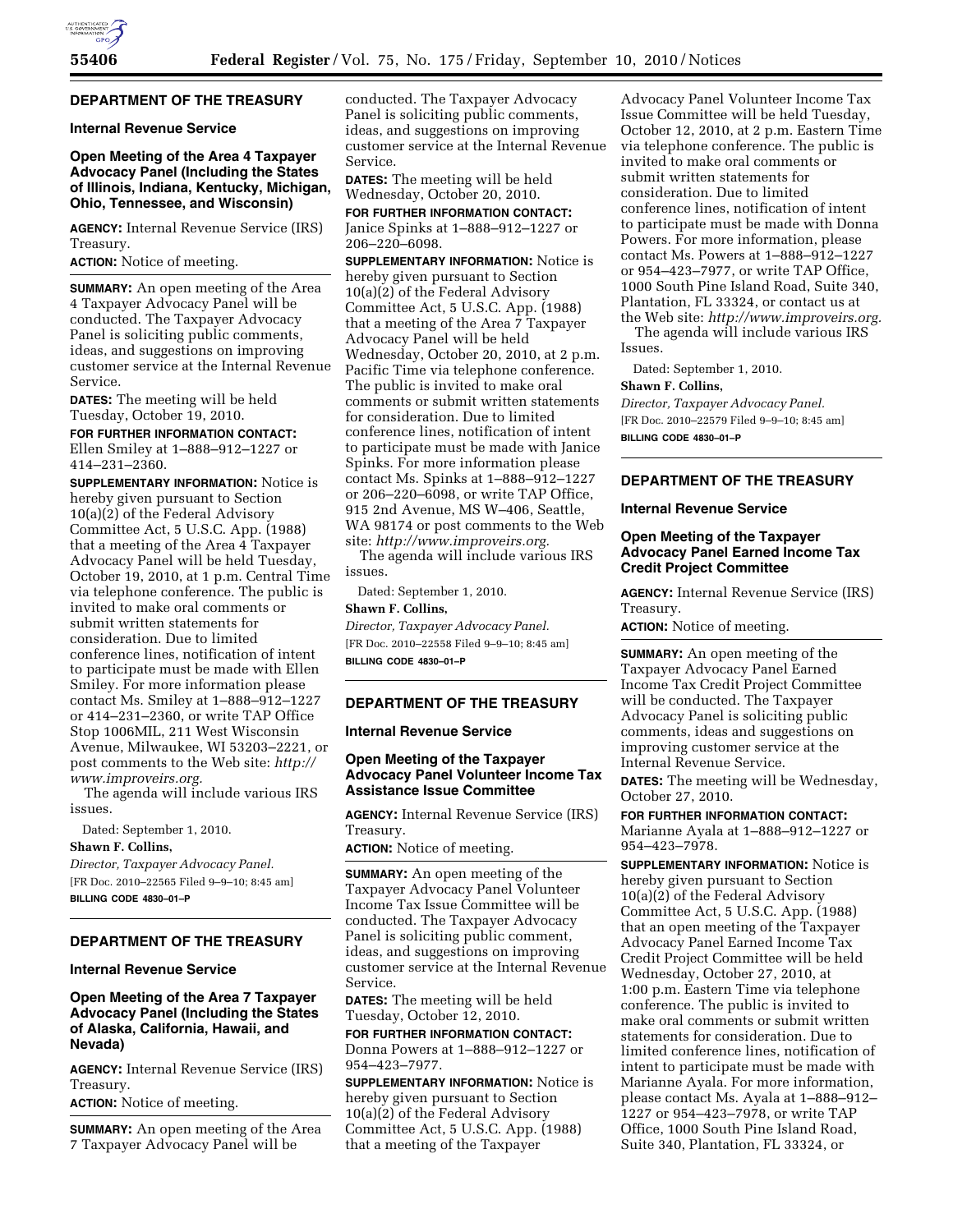## DEPARTMENT OF THE TREASURY

### Internal Revenue Service

### Open Meeting of the Area 4 Taxpayer Advocacy Panel (Including the States of Illinois, Indiana, Kentucky, Michigan, Ohio, Tennessee, and Wisconsin)

**AGENCY:** Internal Revenue Service (IRS) Treasury.

**ACTION:** Notice of meeting.

**SUMMARY:** An open meeting of the Area 4 Taxpayer Advocacy Panel will be conducted. The Taxpayer Advocacy Panel is soliciting public comments, ideas, and suggestions on improving customer service at the Internal Revenue Service.

**DATES:** The meeting will be held Tuesday, October 19, 2010.

**FOR FURTHER INFORMATION CONTACT:** Ellen Smiley at 1–888–912–1227 or 414–231–2360.

**SUPPLEMENTARY INFORMATION:** Notice is hereby given pursuant to Section 10(a)(2) of the Federal Advisory Committee Act, 5 U.S.C. App. (1988) that a meeting of the Area 4 Taxpayer Advocacy Panel will be held Tuesday, October 19, 2010, at 1 p.m. Central Time via telephone conference. The public is invited to make oral comments or submit written statements for consideration. Due to limited conference lines, notification of intent to participate must be made with Ellen Smiley. For more information please contact Ms. Smiley at 1–888–912–1227 or 414–231–2360, or write TAP Office Stop 1006MIL, 211 West Wisconsin Avenue, Milwaukee, WI 53203–2221, or post comments to the Web site: *http://www.improveirs.org.*

The agenda will include various IRS issues.

Dated: September 1, 2010.

**Shawn F. Collins,**

*Director, Taxpayer Advocacy Panel.*

[FR Doc. 2010–22565 Filed 9–9–10; 8:45 am]

**BILLING CODE 4830–01–P**

## DEPARTMENT OF THE TREASURY

### Internal Revenue Service

### Open Meeting of the Area 7 Taxpayer Advocacy Panel (Including the States of Alaska, California, Hawaii, and Nevada)

**AGENCY:** Internal Revenue Service (IRS) Treasury.

**ACTION:** Notice of meeting.

**SUMMARY:** An open meeting of the Area 7 Taxpayer Advocacy Panel will be conducted. The Taxpayer Advocacy Panel is soliciting public comments, ideas, and suggestions on improving customer service at the Internal Revenue Service.

**DATES:** The meeting will be held Wednesday, October 20, 2010.

**FOR FURTHER INFORMATION CONTACT:** Janice Spinks at 1–888–912–1227 or 206–220–6098.

**SUPPLEMENTARY INFORMATION:** Notice is hereby given pursuant to Section 10(a)(2) of the Federal Advisory Committee Act, 5 U.S.C. App. (1988) that a meeting of the Area 7 Taxpayer Advocacy Panel will be held Wednesday, October 20, 2010, at 2 p.m. Pacific Time via telephone conference. The public is invited to make oral comments or submit written statements for consideration. Due to limited conference lines, notification of intent to participate must be made with Janice Spinks. For more information please contact Ms. Spinks at 1–888–912–1227 or 206–220–6098, or write TAP Office, 915 2nd Avenue, MS W–406, Seattle, WA 98174 or post comments to the Web site: *http://www.improveirs.org.*

The agenda will include various IRS issues.

Dated: September 1, 2010.

**Shawn F. Collins,**

*Director, Taxpayer Advocacy Panel.*

[FR Doc. 2010–22558 Filed 9–9–10; 8:45 am]

**BILLING CODE 4830–01–P**

## DEPARTMENT OF THE TREASURY

### Internal Revenue Service

### Open Meeting of the Taxpayer Advocacy Panel Volunteer Income Tax Assistance Issue Committee

**AGENCY:** Internal Revenue Service (IRS) Treasury.

**ACTION:** Notice of meeting.

**SUMMARY:** An open meeting of the Taxpayer Advocacy Panel Volunteer Income Tax Issue Committee will be conducted. The Taxpayer Advocacy Panel is soliciting public comment, ideas, and suggestions on improving customer service at the Internal Revenue Service.

**DATES:** The meeting will be held Tuesday, October 12, 2010.

**FOR FURTHER INFORMATION CONTACT:** Donna Powers at 1–888–912–1227 or 954–423–7977.

**SUPPLEMENTARY INFORMATION:** Notice is hereby given pursuant to Section 10(a)(2) of the Federal Advisory Committee Act, 5 U.S.C. App. (1988) that a meeting of the Taxpayer Advocacy Panel Volunteer Income Tax Issue Committee will be held Tuesday, October 12, 2010, at 2 p.m. Eastern Time via telephone conference. The public is invited to make oral comments or submit written statements for consideration. Due to limited conference lines, notification of intent to participate must be made with Donna Powers. For more information, please contact Ms. Powers at 1–888–912–1227 or 954–423–7977, or write TAP Office, 1000 South Pine Island Road, Suite 340, Plantation, FL 33324, or contact us at the Web site: *http://www.improveirs.org.*

The agenda will include various IRS Issues.

Dated: September 1, 2010.

**Shawn F. Collins,**

*Director, Taxpayer Advocacy Panel.*

[FR Doc. 2010–22579 Filed 9–9–10; 8:45 am]

**BILLING CODE 4830–01–P**

## DEPARTMENT OF THE TREASURY

### Internal Revenue Service

### Open Meeting of the Taxpayer Advocacy Panel Earned Income Tax Credit Project Committee

**AGENCY:** Internal Revenue Service (IRS) Treasury.

**ACTION:** Notice of meeting.

**SUMMARY:** An open meeting of the Taxpayer Advocacy Panel Earned Income Tax Credit Project Committee will be conducted. The Taxpayer Advocacy Panel is soliciting public comments, ideas and suggestions on improving customer service at the Internal Revenue Service.

**DATES:** The meeting will be Wednesday, October 27, 2010.

**FOR FURTHER INFORMATION CONTACT:** Marianne Ayala at 1–888–912–1227 or 954–423–7978.

**SUPPLEMENTARY INFORMATION:** Notice is hereby given pursuant to Section 10(a)(2) of the Federal Advisory Committee Act, 5 U.S.C. App. (1988) that an open meeting of the Taxpayer Advocacy Panel Earned Income Tax Credit Project Committee will be held Wednesday, October 27, 2010, at 1:00 p.m. Eastern Time via telephone conference. The public is invited to make oral comments or submit written statements for consideration. Due to limited conference lines, notification of intent to participate must be made with Marianne Ayala. For more information, please contact Ms. Ayala at 1–888–912–1227 or 954–423–7978, or write TAP Office, 1000 South Pine Island Road, Suite 340, Plantation, FL 33324, or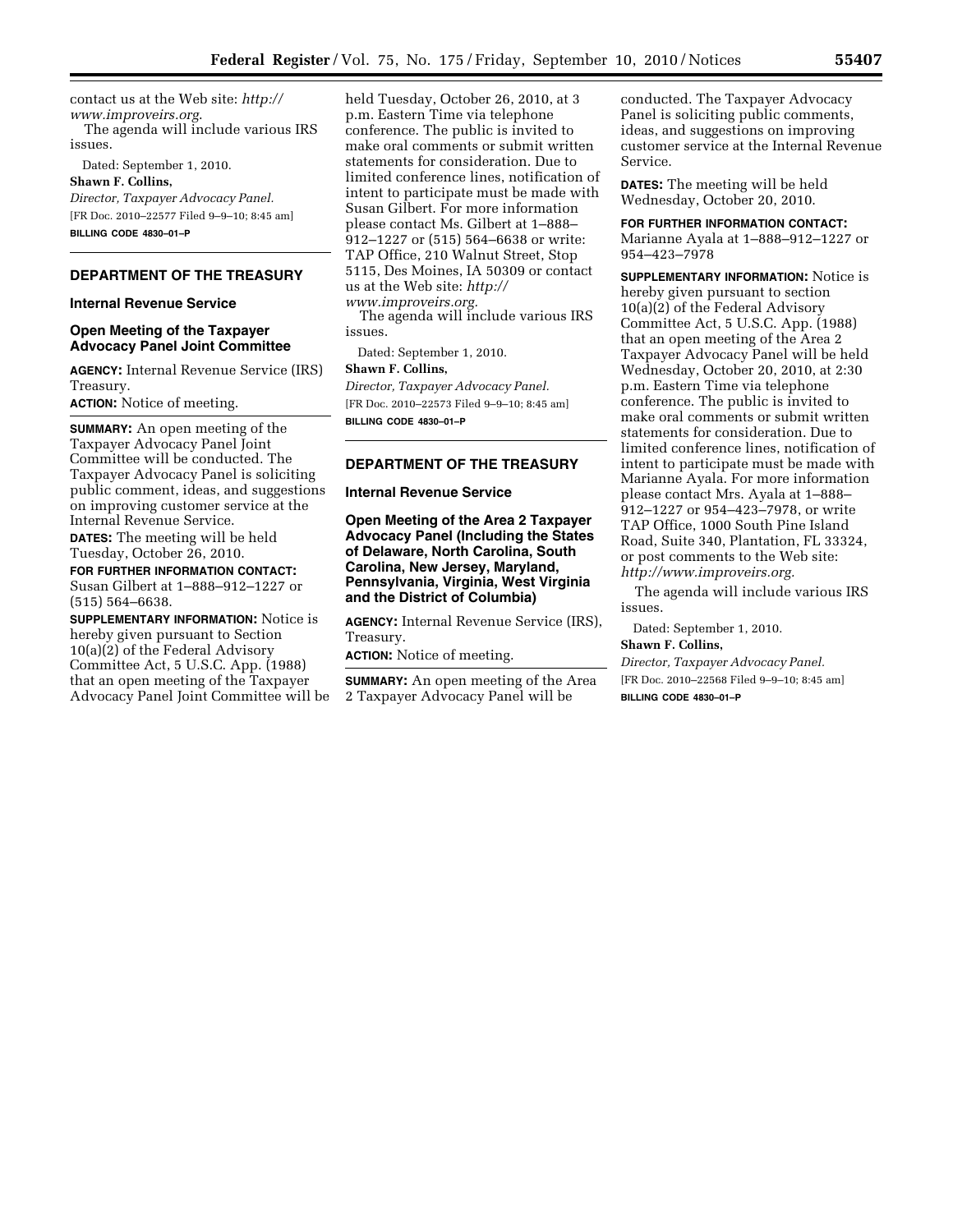contact us at the Web site: *http://www.improveirs.org*.

The agenda will include various IRS issues.

Dated: September 1, 2010.

**Shawn F. Collins,**

*Director, Taxpayer Advocacy Panel.*

[FR Doc. 2010–22577 Filed 9–9–10; 8:45 am]

**BILLING CODE 4830–01–P**

## DEPARTMENT OF THE TREASURY

### Internal Revenue Service

### Open Meeting of the Taxpayer Advocacy Panel Joint Committee

**AGENCY:** Internal Revenue Service (IRS) Treasury.

**ACTION:** Notice of meeting.

**SUMMARY:** An open meeting of the Taxpayer Advocacy Panel Joint Committee will be conducted. The Taxpayer Advocacy Panel is soliciting public comment, ideas, and suggestions on improving customer service at the Internal Revenue Service.

**DATES:** The meeting will be held Tuesday, October 26, 2010.

**FOR FURTHER INFORMATION CONTACT:** Susan Gilbert at 1–888–912–1227 or (515) 564–6638.

**SUPPLEMENTARY INFORMATION:** Notice is hereby given pursuant to Section 10(a)(2) of the Federal Advisory Committee Act, 5 U.S.C. App. (1988) that an open meeting of the Taxpayer Advocacy Panel Joint Committee will be held Tuesday, October 26, 2010, at 3 p.m. Eastern Time via telephone conference. The public is invited to make oral comments or submit written statements for consideration. Due to limited conference lines, notification of intent to participate must be made with Susan Gilbert. For more information please contact Ms. Gilbert at 1–888–912–1227 or (515) 564–6638 or write: TAP Office, 210 Walnut Street, Stop 5115, Des Moines, IA 50309 or contact us at the Web site: *http://www.improveirs.org*.

The agenda will include various IRS issues.

Dated: September 1, 2010.

**Shawn F. Collins,**

*Director, Taxpayer Advocacy Panel.*

[FR Doc. 2010–22573 Filed 9–9–10; 8:45 am]

**BILLING CODE 4830–01–P**

## DEPARTMENT OF THE TREASURY

### Internal Revenue Service

### Open Meeting of the Area 2 Taxpayer Advocacy Panel (Including the States of Delaware, North Carolina, South Carolina, New Jersey, Maryland, Pennsylvania, Virginia, West Virginia and the District of Columbia)

**AGENCY:** Internal Revenue Service (IRS), Treasury.

**ACTION:** Notice of meeting.

**SUMMARY:** An open meeting of the Area 2 Taxpayer Advocacy Panel will be conducted. The Taxpayer Advocacy Panel is soliciting public comments, ideas, and suggestions on improving customer service at the Internal Revenue Service.

**DATES:** The meeting will be held Wednesday, October 20, 2010.

**FOR FURTHER INFORMATION CONTACT:** Marianne Ayala at 1–888–912–1227 or 954–423–7978

**SUPPLEMENTARY INFORMATION:** Notice is hereby given pursuant to section 10(a)(2) of the Federal Advisory Committee Act, 5 U.S.C. App. (1988) that an open meeting of the Area 2 Taxpayer Advocacy Panel will be held Wednesday, October 20, 2010, at 2:30 p.m. Eastern Time via telephone conference. The public is invited to make oral comments or submit written statements for consideration. Due to limited conference lines, notification of intent to participate must be made with Marianne Ayala. For more information please contact Mrs. Ayala at 1–888–912–1227 or 954–423–7978, or write TAP Office, 1000 South Pine Island Road, Suite 340, Plantation, FL 33324, or post comments to the Web site: *http://www.improveirs.org.*

The agenda will include various IRS issues.

Dated: September 1, 2010.

**Shawn F. Collins,**

*Director, Taxpayer Advocacy Panel.*

[FR Doc. 2010–22568 Filed 9–9–10; 8:45 am]

**BILLING CODE 4830–01–P**